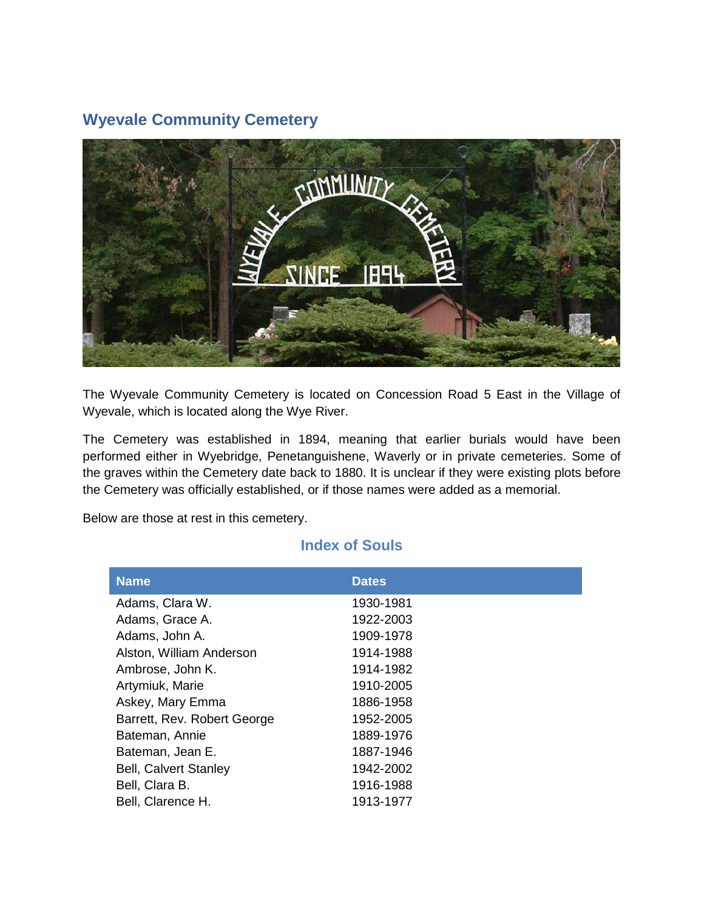## Wyevale Community Cemetery

The Wyevale Community Cemetery is located on Concession Road 5 East in the Village of Wyevale, which is located along the Wye River.

The Cemetery was established in 1894, meaning that earlier burials would have been performed either in Wyebridge, Penetanguishene, Waverly or in private cemeteries. Some of the graves within the Cemetery date back to 1880. It is unclear if they were existing plots before the Cemetery was officially established, or if those names were added as a memorial.

Below are those at rest in this cemetery.

### Index of Souls

| Name | Dates |
| --- | --- |
| Adams, Clara W. | 1930-1981 |
| Adams, Grace A. | 1922-2003 |
| Adams, John A. | 1909-1978 |
| Alston, William Anderson | 1914-1988 |
| Ambrose, John K. | 1914-1982 |
| Artymiuk, Marie | 1910-2005 |
| Askey, Mary Emma | 1886-1958 |
| Barrett, Rev. Robert George | 1952-2005 |
| Bateman, Annie | 1889-1976 |
| Bateman, Jean E. | 1887-1946 |
| Bell, Calvert Stanley | 1942-2002 |
| Bell, Clara B. | 1916-1988 |
| Bell, Clarence H. | 1913-1977 |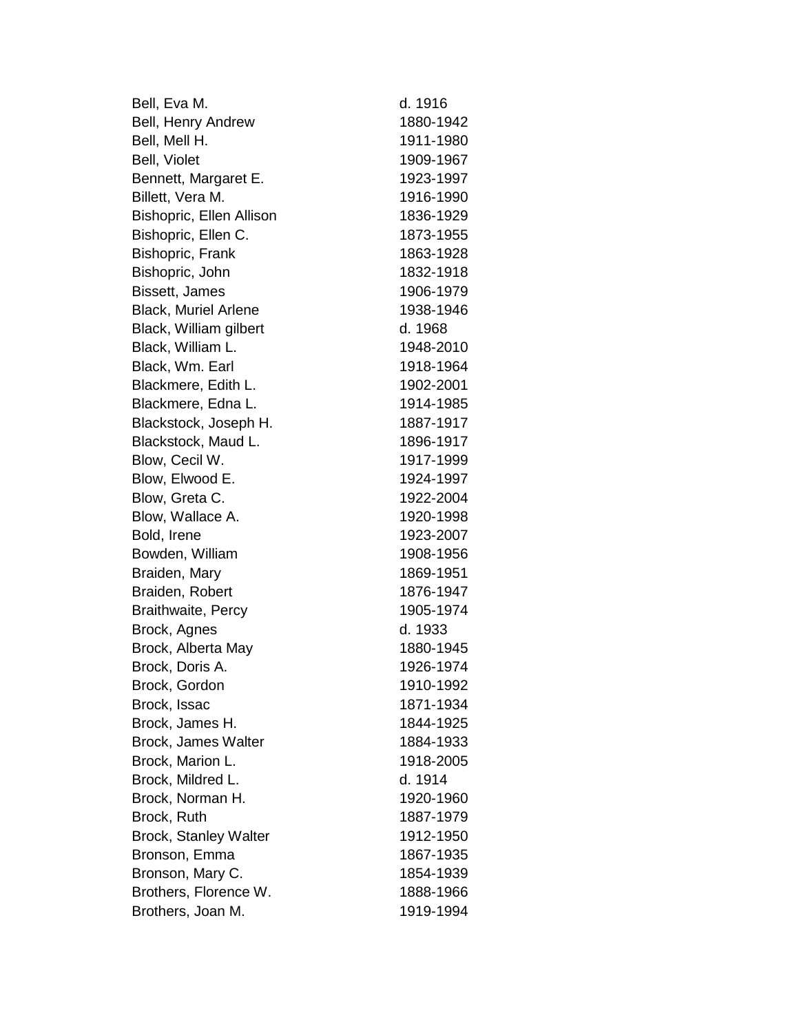| | |
|---|---|
| Bell, Eva M. | d. 1916 |
| Bell, Henry Andrew | 1880-1942 |
| Bell, Mell H. | 1911-1980 |
| Bell, Violet | 1909-1967 |
| Bennett, Margaret E. | 1923-1997 |
| Billett, Vera M. | 1916-1990 |
| Bishopric, Ellen Allison | 1836-1929 |
| Bishopric, Ellen C. | 1873-1955 |
| Bishopric, Frank | 1863-1928 |
| Bishopric, John | 1832-1918 |
| Bissett, James | 1906-1979 |
| Black, Muriel Arlene | 1938-1946 |
| Black, William gilbert | d. 1968 |
| Black, William L. | 1948-2010 |
| Black, Wm. Earl | 1918-1964 |
| Blackmere, Edith L. | 1902-2001 |
| Blackmere, Edna L. | 1914-1985 |
| Blackstock, Joseph H. | 1887-1917 |
| Blackstock, Maud L. | 1896-1917 |
| Blow, Cecil W. | 1917-1999 |
| Blow, Elwood E. | 1924-1997 |
| Blow, Greta C. | 1922-2004 |
| Blow, Wallace A. | 1920-1998 |
| Bold, Irene | 1923-2007 |
| Bowden, William | 1908-1956 |
| Braiden, Mary | 1869-1951 |
| Braiden, Robert | 1876-1947 |
| Braithwaite, Percy | 1905-1974 |
| Brock, Agnes | d. 1933 |
| Brock, Alberta May | 1880-1945 |
| Brock, Doris A. | 1926-1974 |
| Brock, Gordon | 1910-1992 |
| Brock, Issac | 1871-1934 |
| Brock, James H. | 1844-1925 |
| Brock, James Walter | 1884-1933 |
| Brock, Marion L. | 1918-2005 |
| Brock, Mildred L. | d. 1914 |
| Brock, Norman H. | 1920-1960 |
| Brock, Ruth | 1887-1979 |
| Brock, Stanley Walter | 1912-1950 |
| Bronson, Emma | 1867-1935 |
| Bronson, Mary C. | 1854-1939 |
| Brothers, Florence W. | 1888-1966 |
| Brothers, Joan M. | 1919-1994 |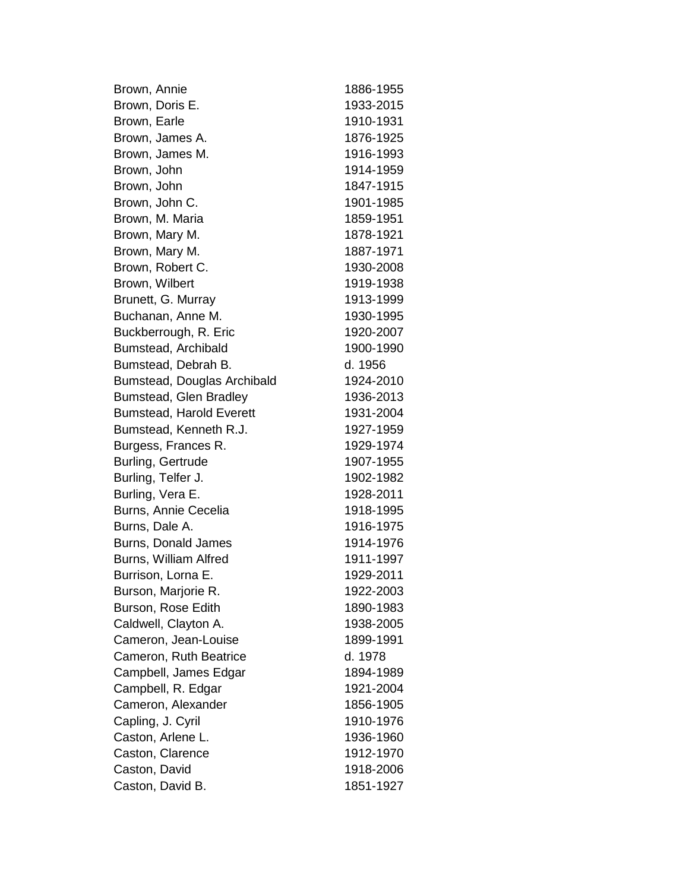| | |
|---|---|
| Brown, Annie | 1886-1955 |
| Brown, Doris E. | 1933-2015 |
| Brown, Earle | 1910-1931 |
| Brown, James A. | 1876-1925 |
| Brown, James M. | 1916-1993 |
| Brown, John | 1914-1959 |
| Brown, John | 1847-1915 |
| Brown, John C. | 1901-1985 |
| Brown, M. Maria | 1859-1951 |
| Brown, Mary M. | 1878-1921 |
| Brown, Mary M. | 1887-1971 |
| Brown, Robert C. | 1930-2008 |
| Brown, Wilbert | 1919-1938 |
| Brunett, G. Murray | 1913-1999 |
| Buchanan, Anne M. | 1930-1995 |
| Buckberrough, R. Eric | 1920-2007 |
| Bumstead, Archibald | 1900-1990 |
| Bumstead, Debrah B. | d. 1956 |
| Bumstead, Douglas Archibald | 1924-2010 |
| Bumstead, Glen Bradley | 1936-2013 |
| Bumstead, Harold Everett | 1931-2004 |
| Bumstead, Kenneth R.J. | 1927-1959 |
| Burgess, Frances R. | 1929-1974 |
| Burling, Gertrude | 1907-1955 |
| Burling, Telfer J. | 1902-1982 |
| Burling, Vera E. | 1928-2011 |
| Burns, Annie Cecelia | 1918-1995 |
| Burns, Dale A. | 1916-1975 |
| Burns, Donald James | 1914-1976 |
| Burns, William Alfred | 1911-1997 |
| Burrison, Lorna E. | 1929-2011 |
| Burson, Marjorie R. | 1922-2003 |
| Burson, Rose Edith | 1890-1983 |
| Caldwell, Clayton A. | 1938-2005 |
| Cameron, Jean-Louise | 1899-1991 |
| Cameron, Ruth Beatrice | d. 1978 |
| Campbell, James Edgar | 1894-1989 |
| Campbell, R. Edgar | 1921-2004 |
| Cameron, Alexander | 1856-1905 |
| Capling, J. Cyril | 1910-1976 |
| Caston, Arlene L. | 1936-1960 |
| Caston, Clarence | 1912-1970 |
| Caston, David | 1918-2006 |
| Caston, David B. | 1851-1927 |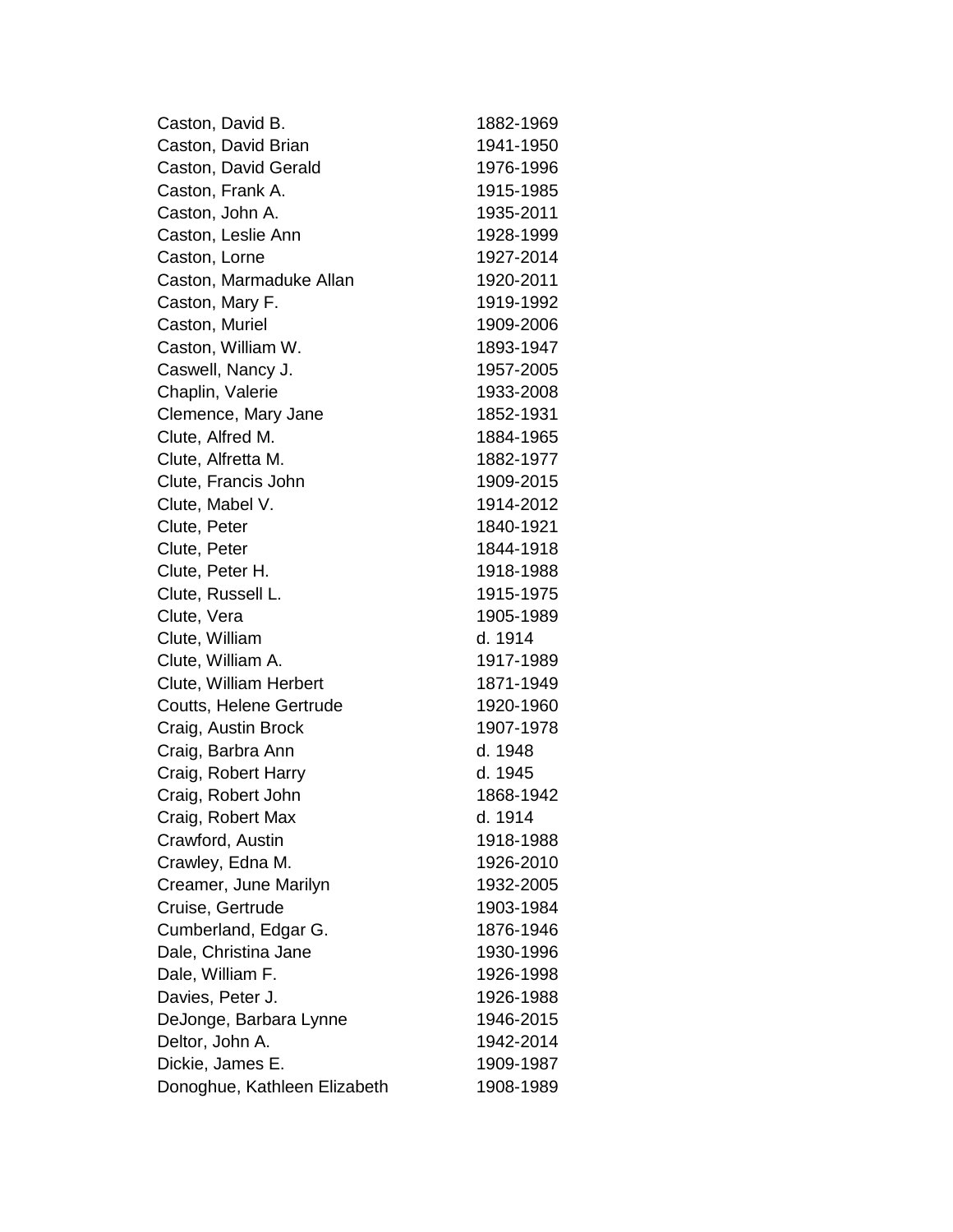| | |
|---|---|
| Caston, David B. | 1882-1969 |
| Caston, David Brian | 1941-1950 |
| Caston, David Gerald | 1976-1996 |
| Caston, Frank A. | 1915-1985 |
| Caston, John A. | 1935-2011 |
| Caston, Leslie Ann | 1928-1999 |
| Caston, Lorne | 1927-2014 |
| Caston, Marmaduke Allan | 1920-2011 |
| Caston, Mary F. | 1919-1992 |
| Caston, Muriel | 1909-2006 |
| Caston, William W. | 1893-1947 |
| Caswell, Nancy J. | 1957-2005 |
| Chaplin, Valerie | 1933-2008 |
| Clemence, Mary Jane | 1852-1931 |
| Clute, Alfred M. | 1884-1965 |
| Clute, Alfretta M. | 1882-1977 |
| Clute, Francis John | 1909-2015 |
| Clute, Mabel V. | 1914-2012 |
| Clute, Peter | 1840-1921 |
| Clute, Peter | 1844-1918 |
| Clute, Peter H. | 1918-1988 |
| Clute, Russell L. | 1915-1975 |
| Clute, Vera | 1905-1989 |
| Clute, William | d. 1914 |
| Clute, William A. | 1917-1989 |
| Clute, William Herbert | 1871-1949 |
| Coutts, Helene Gertrude | 1920-1960 |
| Craig, Austin Brock | 1907-1978 |
| Craig, Barbra Ann | d. 1948 |
| Craig, Robert Harry | d. 1945 |
| Craig, Robert John | 1868-1942 |
| Craig, Robert Max | d. 1914 |
| Crawford, Austin | 1918-1988 |
| Crawley, Edna M. | 1926-2010 |
| Creamer, June Marilyn | 1932-2005 |
| Cruise, Gertrude | 1903-1984 |
| Cumberland, Edgar G. | 1876-1946 |
| Dale, Christina Jane | 1930-1996 |
| Dale, William F. | 1926-1998 |
| Davies, Peter J. | 1926-1988 |
| DeJonge, Barbara Lynne | 1946-2015 |
| Deltor, John A. | 1942-2014 |
| Dickie, James E. | 1909-1987 |
| Donoghue, Kathleen Elizabeth | 1908-1989 |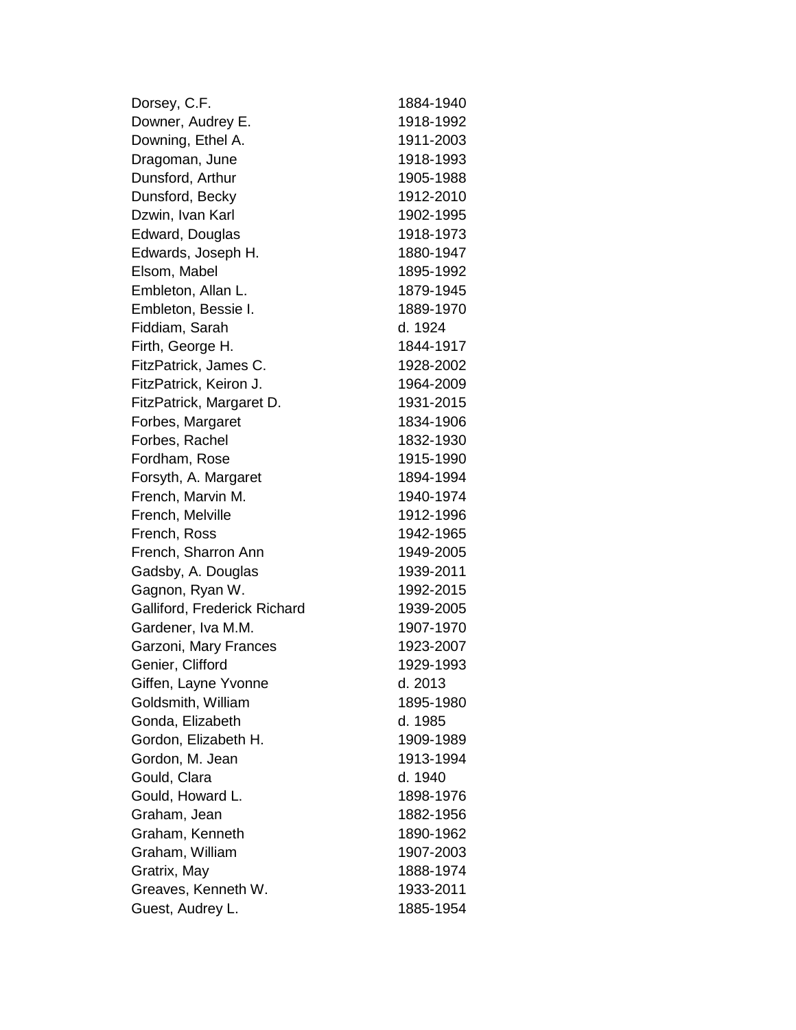| | |
|---|---|
| Dorsey, C.F. | 1884-1940 |
| Downer, Audrey E. | 1918-1992 |
| Downing, Ethel A. | 1911-2003 |
| Dragoman, June | 1918-1993 |
| Dunsford, Arthur | 1905-1988 |
| Dunsford, Becky | 1912-2010 |
| Dzwin, Ivan Karl | 1902-1995 |
| Edward, Douglas | 1918-1973 |
| Edwards, Joseph H. | 1880-1947 |
| Elsom, Mabel | 1895-1992 |
| Embleton, Allan L. | 1879-1945 |
| Embleton, Bessie I. | 1889-1970 |
| Fiddiam, Sarah | d. 1924 |
| Firth, George H. | 1844-1917 |
| FitzPatrick, James C. | 1928-2002 |
| FitzPatrick, Keiron J. | 1964-2009 |
| FitzPatrick, Margaret D. | 1931-2015 |
| Forbes, Margaret | 1834-1906 |
| Forbes, Rachel | 1832-1930 |
| Fordham, Rose | 1915-1990 |
| Forsyth, A. Margaret | 1894-1994 |
| French, Marvin M. | 1940-1974 |
| French, Melville | 1912-1996 |
| French, Ross | 1942-1965 |
| French, Sharron Ann | 1949-2005 |
| Gadsby, A. Douglas | 1939-2011 |
| Gagnon, Ryan W. | 1992-2015 |
| Galliford, Frederick Richard | 1939-2005 |
| Gardener, Iva M.M. | 1907-1970 |
| Garzoni, Mary Frances | 1923-2007 |
| Genier, Clifford | 1929-1993 |
| Giffen, Layne Yvonne | d. 2013 |
| Goldsmith, William | 1895-1980 |
| Gonda, Elizabeth | d. 1985 |
| Gordon, Elizabeth H. | 1909-1989 |
| Gordon, M. Jean | 1913-1994 |
| Gould, Clara | d. 1940 |
| Gould, Howard L. | 1898-1976 |
| Graham, Jean | 1882-1956 |
| Graham, Kenneth | 1890-1962 |
| Graham, William | 1907-2003 |
| Gratrix, May | 1888-1974 |
| Greaves, Kenneth W. | 1933-2011 |
| Guest, Audrey L. | 1885-1954 |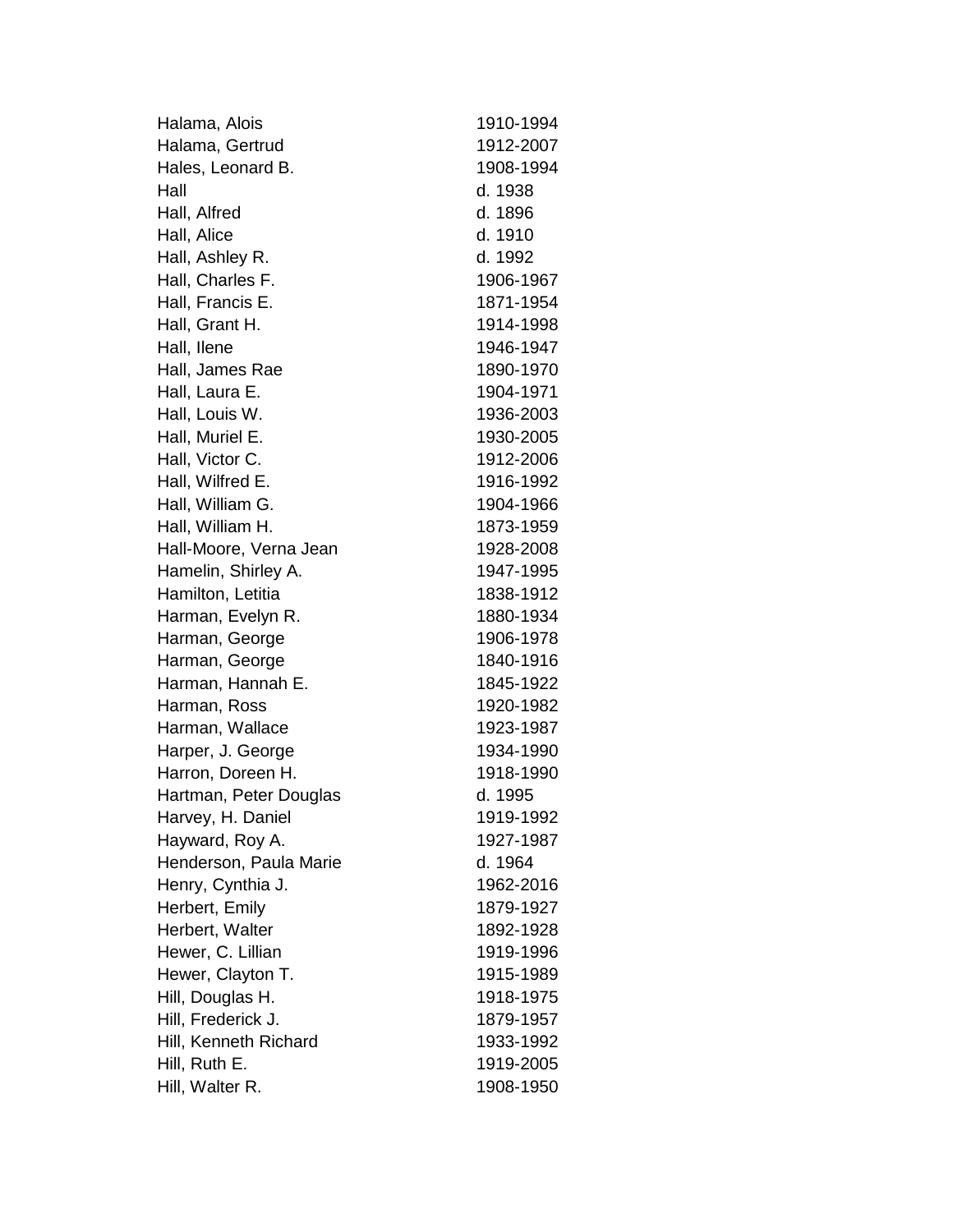| | |
|---|---|
| Halama, Alois | 1910-1994 |
| Halama, Gertrud | 1912-2007 |
| Hales, Leonard B. | 1908-1994 |
| Hall | d. 1938 |
| Hall, Alfred | d. 1896 |
| Hall, Alice | d. 1910 |
| Hall, Ashley R. | d. 1992 |
| Hall, Charles F. | 1906-1967 |
| Hall, Francis E. | 1871-1954 |
| Hall, Grant H. | 1914-1998 |
| Hall, Ilene | 1946-1947 |
| Hall, James Rae | 1890-1970 |
| Hall, Laura E. | 1904-1971 |
| Hall, Louis W. | 1936-2003 |
| Hall, Muriel E. | 1930-2005 |
| Hall, Victor C. | 1912-2006 |
| Hall, Wilfred E. | 1916-1992 |
| Hall, William G. | 1904-1966 |
| Hall, William H. | 1873-1959 |
| Hall-Moore, Verna Jean | 1928-2008 |
| Hamelin, Shirley A. | 1947-1995 |
| Hamilton, Letitia | 1838-1912 |
| Harman, Evelyn R. | 1880-1934 |
| Harman, George | 1906-1978 |
| Harman, George | 1840-1916 |
| Harman, Hannah E. | 1845-1922 |
| Harman, Ross | 1920-1982 |
| Harman, Wallace | 1923-1987 |
| Harper, J. George | 1934-1990 |
| Harron, Doreen H. | 1918-1990 |
| Hartman, Peter Douglas | d. 1995 |
| Harvey, H. Daniel | 1919-1992 |
| Hayward, Roy A. | 1927-1987 |
| Henderson, Paula Marie | d. 1964 |
| Henry, Cynthia J. | 1962-2016 |
| Herbert, Emily | 1879-1927 |
| Herbert, Walter | 1892-1928 |
| Hewer, C. Lillian | 1919-1996 |
| Hewer, Clayton T. | 1915-1989 |
| Hill, Douglas H. | 1918-1975 |
| Hill, Frederick J. | 1879-1957 |
| Hill, Kenneth Richard | 1933-1992 |
| Hill, Ruth E. | 1919-2005 |
| Hill, Walter R. | 1908-1950 |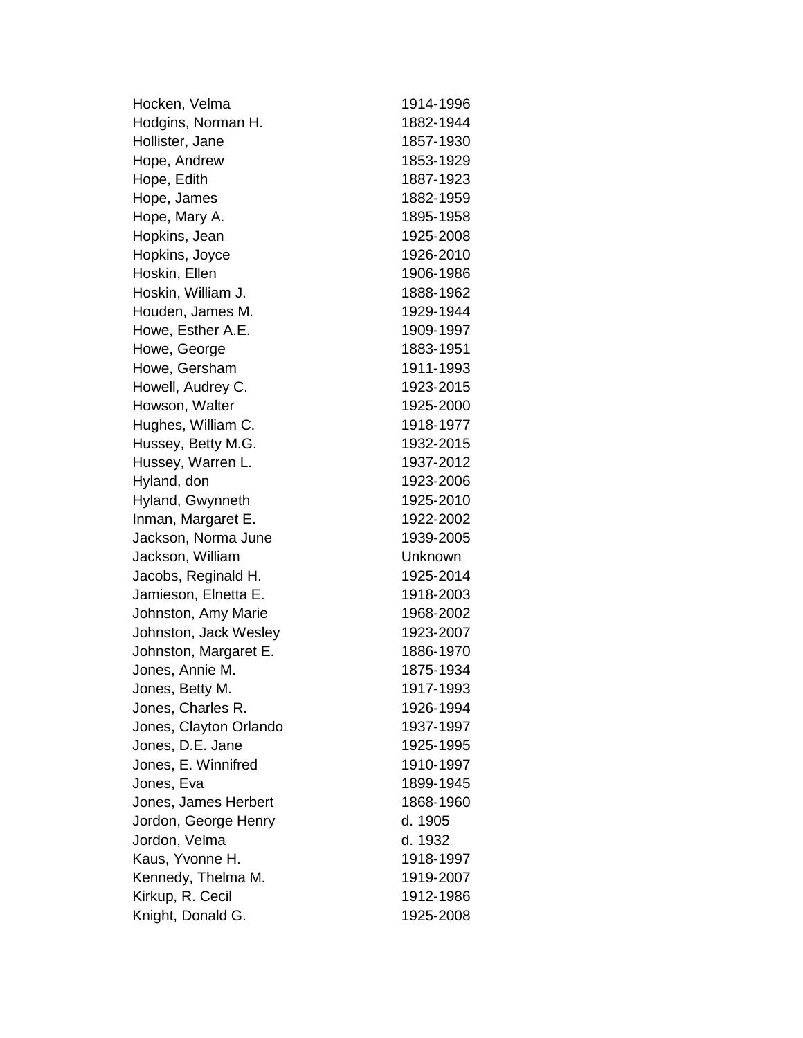| | |
|---|---|
| Hocken, Velma | 1914-1996 |
| Hodgins, Norman H. | 1882-1944 |
| Hollister, Jane | 1857-1930 |
| Hope, Andrew | 1853-1929 |
| Hope, Edith | 1887-1923 |
| Hope, James | 1882-1959 |
| Hope, Mary A. | 1895-1958 |
| Hopkins, Jean | 1925-2008 |
| Hopkins, Joyce | 1926-2010 |
| Hoskin, Ellen | 1906-1986 |
| Hoskin, William J. | 1888-1962 |
| Houden, James M. | 1929-1944 |
| Howe, Esther A.E. | 1909-1997 |
| Howe, George | 1883-1951 |
| Howe, Gersham | 1911-1993 |
| Howell, Audrey C. | 1923-2015 |
| Howson, Walter | 1925-2000 |
| Hughes, William C. | 1918-1977 |
| Hussey, Betty M.G. | 1932-2015 |
| Hussey, Warren L. | 1937-2012 |
| Hyland, don | 1923-2006 |
| Hyland, Gwynneth | 1925-2010 |
| Inman, Margaret E. | 1922-2002 |
| Jackson, Norma June | 1939-2005 |
| Jackson, William | Unknown |
| Jacobs, Reginald H. | 1925-2014 |
| Jamieson, Elnetta E. | 1918-2003 |
| Johnston, Amy Marie | 1968-2002 |
| Johnston, Jack Wesley | 1923-2007 |
| Johnston, Margaret E. | 1886-1970 |
| Jones, Annie M. | 1875-1934 |
| Jones, Betty M. | 1917-1993 |
| Jones, Charles R. | 1926-1994 |
| Jones, Clayton Orlando | 1937-1997 |
| Jones, D.E. Jane | 1925-1995 |
| Jones, E. Winnifred | 1910-1997 |
| Jones, Eva | 1899-1945 |
| Jones, James Herbert | 1868-1960 |
| Jordon, George Henry | d. 1905 |
| Jordon, Velma | d. 1932 |
| Kaus, Yvonne H. | 1918-1997 |
| Kennedy, Thelma M. | 1919-2007 |
| Kirkup, R. Cecil | 1912-1986 |
| Knight, Donald G. | 1925-2008 |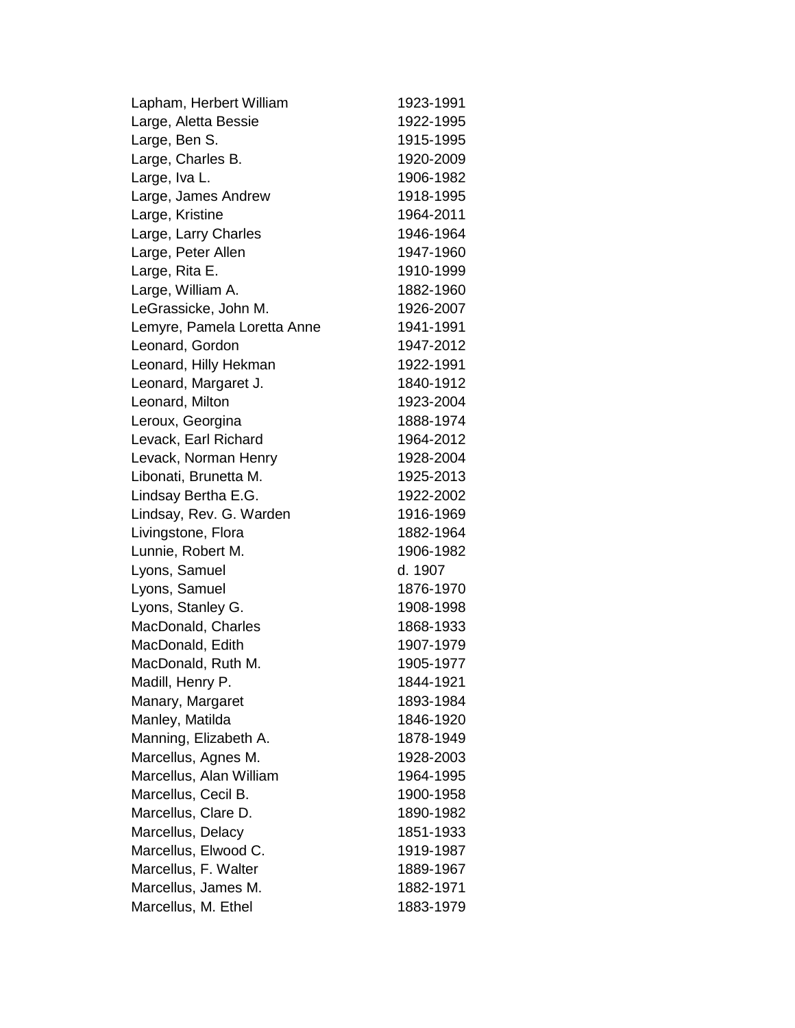| | |
|---|---|
| Lapham, Herbert William | 1923-1991 |
| Large, Aletta Bessie | 1922-1995 |
| Large, Ben S. | 1915-1995 |
| Large, Charles B. | 1920-2009 |
| Large, Iva L. | 1906-1982 |
| Large, James Andrew | 1918-1995 |
| Large, Kristine | 1964-2011 |
| Large, Larry Charles | 1946-1964 |
| Large, Peter Allen | 1947-1960 |
| Large, Rita E. | 1910-1999 |
| Large, William A. | 1882-1960 |
| LeGrassicke, John M. | 1926-2007 |
| Lemyre, Pamela Loretta Anne | 1941-1991 |
| Leonard, Gordon | 1947-2012 |
| Leonard, Hilly Hekman | 1922-1991 |
| Leonard, Margaret J. | 1840-1912 |
| Leonard, Milton | 1923-2004 |
| Leroux, Georgina | 1888-1974 |
| Levack, Earl Richard | 1964-2012 |
| Levack, Norman Henry | 1928-2004 |
| Libonati, Brunetta M. | 1925-2013 |
| Lindsay Bertha E.G. | 1922-2002 |
| Lindsay, Rev. G. Warden | 1916-1969 |
| Livingstone, Flora | 1882-1964 |
| Lunnie, Robert M. | 1906-1982 |
| Lyons, Samuel | d. 1907 |
| Lyons, Samuel | 1876-1970 |
| Lyons, Stanley G. | 1908-1998 |
| MacDonald, Charles | 1868-1933 |
| MacDonald, Edith | 1907-1979 |
| MacDonald, Ruth M. | 1905-1977 |
| Madill, Henry P. | 1844-1921 |
| Manary, Margaret | 1893-1984 |
| Manley, Matilda | 1846-1920 |
| Manning, Elizabeth A. | 1878-1949 |
| Marcellus, Agnes M. | 1928-2003 |
| Marcellus, Alan William | 1964-1995 |
| Marcellus, Cecil B. | 1900-1958 |
| Marcellus, Clare D. | 1890-1982 |
| Marcellus, Delacy | 1851-1933 |
| Marcellus, Elwood C. | 1919-1987 |
| Marcellus, F. Walter | 1889-1967 |
| Marcellus, James M. | 1882-1971 |
| Marcellus, M. Ethel | 1883-1979 |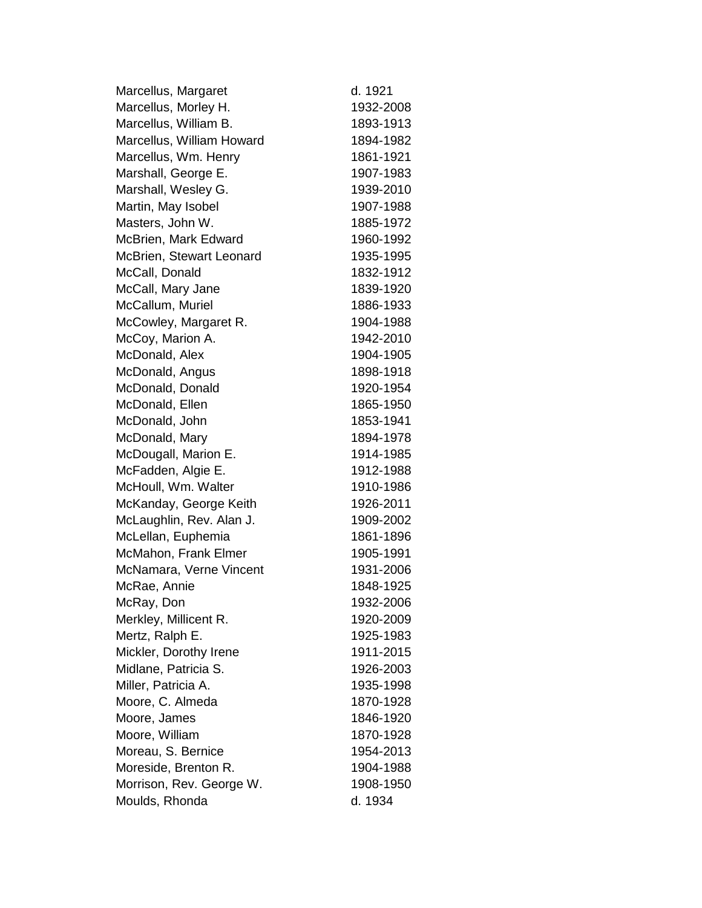| | |
|---|---|
| Marcellus, Margaret | d. 1921 |
| Marcellus, Morley H. | 1932-2008 |
| Marcellus, William B. | 1893-1913 |
| Marcellus, William Howard | 1894-1982 |
| Marcellus, Wm. Henry | 1861-1921 |
| Marshall, George E. | 1907-1983 |
| Marshall, Wesley G. | 1939-2010 |
| Martin, May Isobel | 1907-1988 |
| Masters, John W. | 1885-1972 |
| McBrien, Mark Edward | 1960-1992 |
| McBrien, Stewart Leonard | 1935-1995 |
| McCall, Donald | 1832-1912 |
| McCall, Mary Jane | 1839-1920 |
| McCallum, Muriel | 1886-1933 |
| McCowley, Margaret R. | 1904-1988 |
| McCoy, Marion A. | 1942-2010 |
| McDonald, Alex | 1904-1905 |
| McDonald, Angus | 1898-1918 |
| McDonald, Donald | 1920-1954 |
| McDonald, Ellen | 1865-1950 |
| McDonald, John | 1853-1941 |
| McDonald, Mary | 1894-1978 |
| McDougall, Marion E. | 1914-1985 |
| McFadden, Algie E. | 1912-1988 |
| McHoull, Wm. Walter | 1910-1986 |
| McKanday, George Keith | 1926-2011 |
| McLaughlin, Rev. Alan J. | 1909-2002 |
| McLellan, Euphemia | 1861-1896 |
| McMahon, Frank Elmer | 1905-1991 |
| McNamara, Verne Vincent | 1931-2006 |
| McRae, Annie | 1848-1925 |
| McRay, Don | 1932-2006 |
| Merkley, Millicent R. | 1920-2009 |
| Mertz, Ralph E. | 1925-1983 |
| Mickler, Dorothy Irene | 1911-2015 |
| Midlane, Patricia S. | 1926-2003 |
| Miller, Patricia A. | 1935-1998 |
| Moore, C. Almeda | 1870-1928 |
| Moore, James | 1846-1920 |
| Moore, William | 1870-1928 |
| Moreau, S. Bernice | 1954-2013 |
| Moreside, Brenton R. | 1904-1988 |
| Morrison, Rev. George W. | 1908-1950 |
| Moulds, Rhonda | d. 1934 |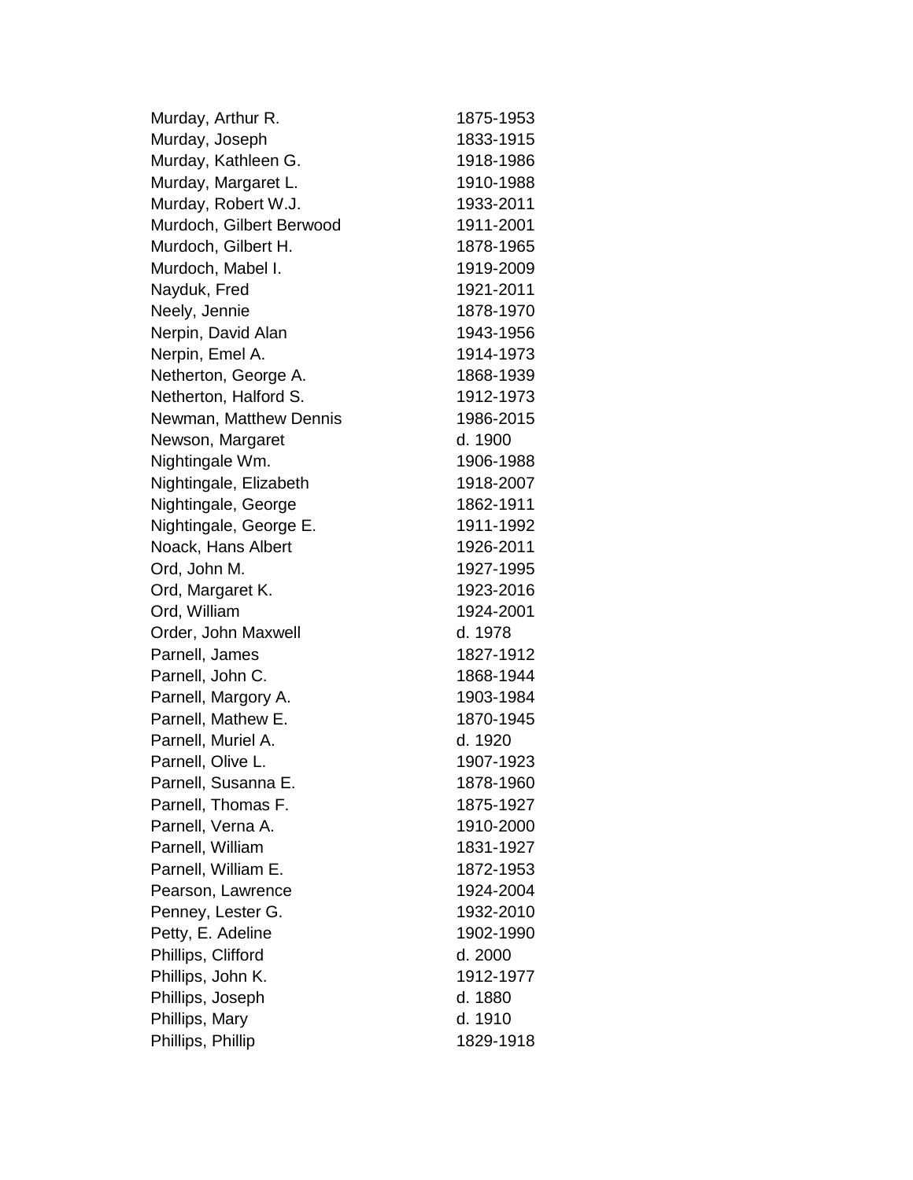| | |
|---|---|
| Murday, Arthur R. | 1875-1953 |
| Murday, Joseph | 1833-1915 |
| Murday, Kathleen G. | 1918-1986 |
| Murday, Margaret L. | 1910-1988 |
| Murday, Robert W.J. | 1933-2011 |
| Murdoch, Gilbert Berwood | 1911-2001 |
| Murdoch, Gilbert H. | 1878-1965 |
| Murdoch, Mabel I. | 1919-2009 |
| Nayduk, Fred | 1921-2011 |
| Neely, Jennie | 1878-1970 |
| Nerpin, David Alan | 1943-1956 |
| Nerpin, Emel A. | 1914-1973 |
| Netherton, George A. | 1868-1939 |
| Netherton, Halford S. | 1912-1973 |
| Newman, Matthew Dennis | 1986-2015 |
| Newson, Margaret | d. 1900 |
| Nightingale Wm. | 1906-1988 |
| Nightingale, Elizabeth | 1918-2007 |
| Nightingale, George | 1862-1911 |
| Nightingale, George E. | 1911-1992 |
| Noack, Hans Albert | 1926-2011 |
| Ord, John M. | 1927-1995 |
| Ord, Margaret K. | 1923-2016 |
| Ord, William | 1924-2001 |
| Order, John Maxwell | d. 1978 |
| Parnell, James | 1827-1912 |
| Parnell, John C. | 1868-1944 |
| Parnell, Margory A. | 1903-1984 |
| Parnell, Mathew E. | 1870-1945 |
| Parnell, Muriel A. | d. 1920 |
| Parnell, Olive L. | 1907-1923 |
| Parnell, Susanna E. | 1878-1960 |
| Parnell, Thomas F. | 1875-1927 |
| Parnell, Verna A. | 1910-2000 |
| Parnell, William | 1831-1927 |
| Parnell, William E. | 1872-1953 |
| Pearson, Lawrence | 1924-2004 |
| Penney, Lester G. | 1932-2010 |
| Petty, E. Adeline | 1902-1990 |
| Phillips, Clifford | d. 2000 |
| Phillips, John K. | 1912-1977 |
| Phillips, Joseph | d. 1880 |
| Phillips, Mary | d. 1910 |
| Phillips, Phillip | 1829-1918 |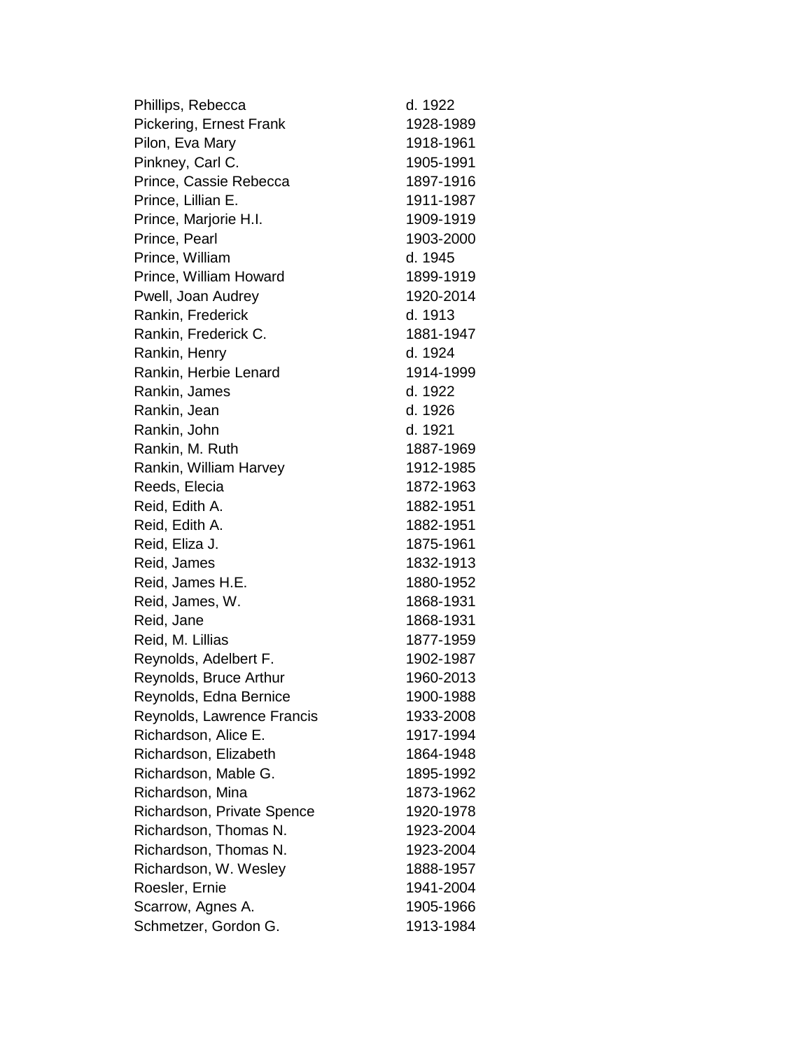| | |
|---|---|
| Phillips, Rebecca | d. 1922 |
| Pickering, Ernest Frank | 1928-1989 |
| Pilon, Eva Mary | 1918-1961 |
| Pinkney, Carl C. | 1905-1991 |
| Prince, Cassie Rebecca | 1897-1916 |
| Prince, Lillian E. | 1911-1987 |
| Prince, Marjorie H.I. | 1909-1919 |
| Prince, Pearl | 1903-2000 |
| Prince, William | d. 1945 |
| Prince, William Howard | 1899-1919 |
| Pwell, Joan Audrey | 1920-2014 |
| Rankin, Frederick | d. 1913 |
| Rankin, Frederick C. | 1881-1947 |
| Rankin, Henry | d. 1924 |
| Rankin, Herbie Lenard | 1914-1999 |
| Rankin, James | d. 1922 |
| Rankin, Jean | d. 1926 |
| Rankin, John | d. 1921 |
| Rankin, M. Ruth | 1887-1969 |
| Rankin, William Harvey | 1912-1985 |
| Reeds, Elecia | 1872-1963 |
| Reid, Edith A. | 1882-1951 |
| Reid, Edith A. | 1882-1951 |
| Reid, Eliza J. | 1875-1961 |
| Reid, James | 1832-1913 |
| Reid, James H.E. | 1880-1952 |
| Reid, James, W. | 1868-1931 |
| Reid, Jane | 1868-1931 |
| Reid, M. Lillias | 1877-1959 |
| Reynolds, Adelbert F. | 1902-1987 |
| Reynolds, Bruce Arthur | 1960-2013 |
| Reynolds, Edna Bernice | 1900-1988 |
| Reynolds, Lawrence Francis | 1933-2008 |
| Richardson, Alice E. | 1917-1994 |
| Richardson, Elizabeth | 1864-1948 |
| Richardson, Mable G. | 1895-1992 |
| Richardson, Mina | 1873-1962 |
| Richardson, Private Spence | 1920-1978 |
| Richardson, Thomas N. | 1923-2004 |
| Richardson, Thomas N. | 1923-2004 |
| Richardson, W. Wesley | 1888-1957 |
| Roesler, Ernie | 1941-2004 |
| Scarrow, Agnes A. | 1905-1966 |
| Schmetzer, Gordon G. | 1913-1984 |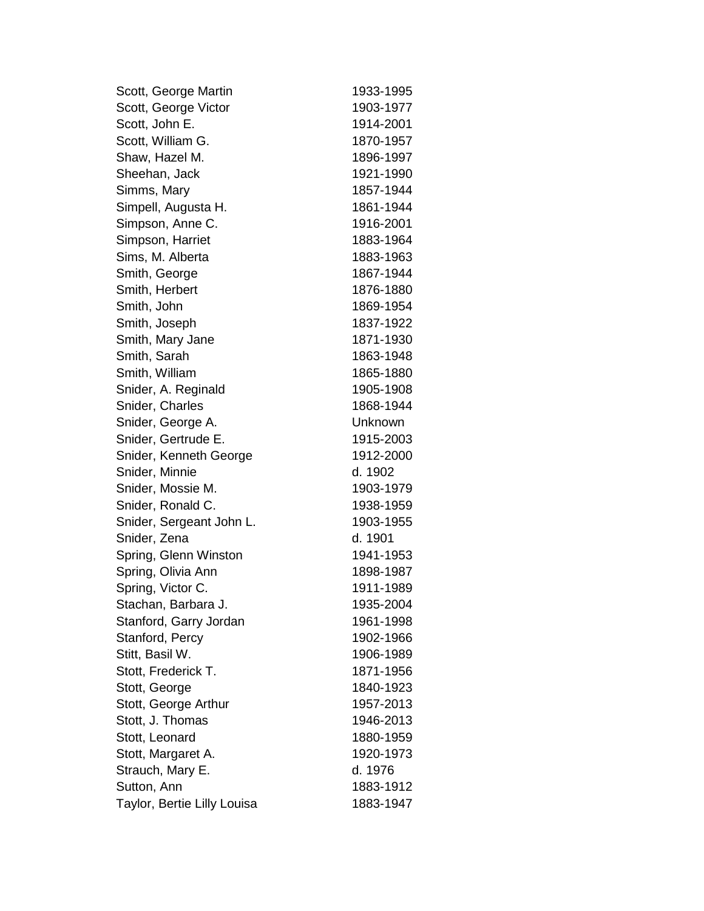| | |
|---|---|
| Scott, George Martin | 1933-1995 |
| Scott, George Victor | 1903-1977 |
| Scott, John E. | 1914-2001 |
| Scott, William G. | 1870-1957 |
| Shaw, Hazel M. | 1896-1997 |
| Sheehan, Jack | 1921-1990 |
| Simms, Mary | 1857-1944 |
| Simpell, Augusta H. | 1861-1944 |
| Simpson, Anne C. | 1916-2001 |
| Simpson, Harriet | 1883-1964 |
| Sims, M. Alberta | 1883-1963 |
| Smith, George | 1867-1944 |
| Smith, Herbert | 1876-1880 |
| Smith, John | 1869-1954 |
| Smith, Joseph | 1837-1922 |
| Smith, Mary Jane | 1871-1930 |
| Smith, Sarah | 1863-1948 |
| Smith, William | 1865-1880 |
| Snider, A. Reginald | 1905-1908 |
| Snider, Charles | 1868-1944 |
| Snider, George A. | Unknown |
| Snider, Gertrude E. | 1915-2003 |
| Snider, Kenneth George | 1912-2000 |
| Snider, Minnie | d. 1902 |
| Snider, Mossie M. | 1903-1979 |
| Snider, Ronald C. | 1938-1959 |
| Snider, Sergeant John L. | 1903-1955 |
| Snider, Zena | d. 1901 |
| Spring, Glenn Winston | 1941-1953 |
| Spring, Olivia Ann | 1898-1987 |
| Spring, Victor C. | 1911-1989 |
| Stachan, Barbara J. | 1935-2004 |
| Stanford, Garry Jordan | 1961-1998 |
| Stanford, Percy | 1902-1966 |
| Stitt, Basil W. | 1906-1989 |
| Stott, Frederick T. | 1871-1956 |
| Stott, George | 1840-1923 |
| Stott, George Arthur | 1957-2013 |
| Stott, J. Thomas | 1946-2013 |
| Stott, Leonard | 1880-1959 |
| Stott, Margaret A. | 1920-1973 |
| Strauch, Mary E. | d. 1976 |
| Sutton, Ann | 1883-1912 |
| Taylor, Bertie Lilly Louisa | 1883-1947 |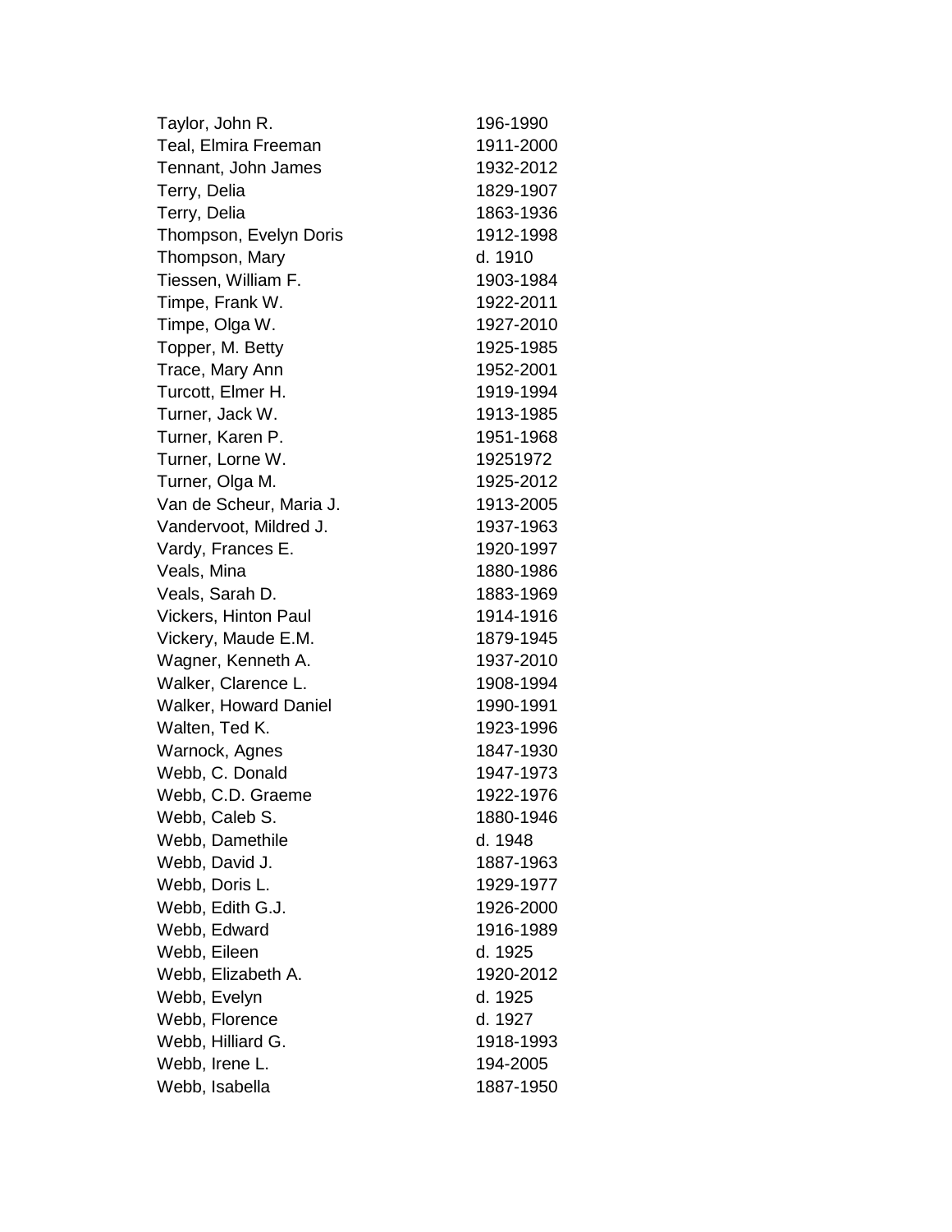| | |
|---|---|
| Taylor, John R. | 196-1990 |
| Teal, Elmira Freeman | 1911-2000 |
| Tennant, John James | 1932-2012 |
| Terry, Delia | 1829-1907 |
| Terry, Delia | 1863-1936 |
| Thompson, Evelyn Doris | 1912-1998 |
| Thompson, Mary | d. 1910 |
| Tiessen, William F. | 1903-1984 |
| Timpe, Frank W. | 1922-2011 |
| Timpe, Olga W. | 1927-2010 |
| Topper, M. Betty | 1925-1985 |
| Trace, Mary Ann | 1952-2001 |
| Turcott, Elmer H. | 1919-1994 |
| Turner, Jack W. | 1913-1985 |
| Turner, Karen P. | 1951-1968 |
| Turner, Lorne W. | 19251972 |
| Turner, Olga M. | 1925-2012 |
| Van de Scheur, Maria J. | 1913-2005 |
| Vandervoot, Mildred J. | 1937-1963 |
| Vardy, Frances E. | 1920-1997 |
| Veals, Mina | 1880-1986 |
| Veals, Sarah D. | 1883-1969 |
| Vickers, Hinton Paul | 1914-1916 |
| Vickery, Maude E.M. | 1879-1945 |
| Wagner, Kenneth A. | 1937-2010 |
| Walker, Clarence L. | 1908-1994 |
| Walker, Howard Daniel | 1990-1991 |
| Walten, Ted K. | 1923-1996 |
| Warnock, Agnes | 1847-1930 |
| Webb, C. Donald | 1947-1973 |
| Webb, C.D. Graeme | 1922-1976 |
| Webb, Caleb S. | 1880-1946 |
| Webb, Damethile | d. 1948 |
| Webb, David J. | 1887-1963 |
| Webb, Doris L. | 1929-1977 |
| Webb, Edith G.J. | 1926-2000 |
| Webb, Edward | 1916-1989 |
| Webb, Eileen | d. 1925 |
| Webb, Elizabeth A. | 1920-2012 |
| Webb, Evelyn | d. 1925 |
| Webb, Florence | d. 1927 |
| Webb, Hilliard G. | 1918-1993 |
| Webb, Irene L. | 194-2005 |
| Webb, Isabella | 1887-1950 |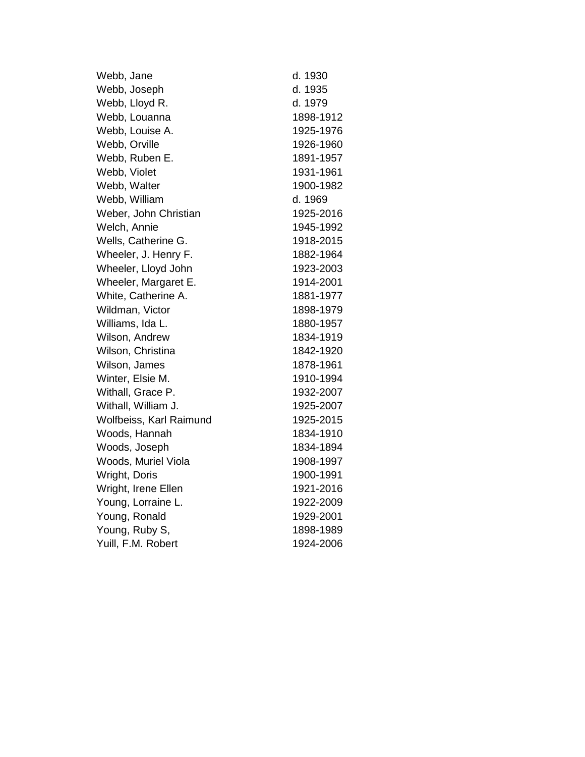| | |
|---|---|
| Webb, Jane | d. 1930 |
| Webb, Joseph | d. 1935 |
| Webb, Lloyd R. | d. 1979 |
| Webb, Louanna | 1898-1912 |
| Webb, Louise A. | 1925-1976 |
| Webb, Orville | 1926-1960 |
| Webb, Ruben E. | 1891-1957 |
| Webb, Violet | 1931-1961 |
| Webb, Walter | 1900-1982 |
| Webb, William | d. 1969 |
| Weber, John Christian | 1925-2016 |
| Welch, Annie | 1945-1992 |
| Wells, Catherine G. | 1918-2015 |
| Wheeler, J. Henry F. | 1882-1964 |
| Wheeler, Lloyd John | 1923-2003 |
| Wheeler, Margaret E. | 1914-2001 |
| White, Catherine A. | 1881-1977 |
| Wildman, Victor | 1898-1979 |
| Williams, Ida L. | 1880-1957 |
| Wilson, Andrew | 1834-1919 |
| Wilson, Christina | 1842-1920 |
| Wilson, James | 1878-1961 |
| Winter, Elsie M. | 1910-1994 |
| Withall, Grace P. | 1932-2007 |
| Withall, William J. | 1925-2007 |
| Wolfbeiss, Karl Raimund | 1925-2015 |
| Woods, Hannah | 1834-1910 |
| Woods, Joseph | 1834-1894 |
| Woods, Muriel Viola | 1908-1997 |
| Wright, Doris | 1900-1991 |
| Wright, Irene Ellen | 1921-2016 |
| Young, Lorraine L. | 1922-2009 |
| Young, Ronald | 1929-2001 |
| Young, Ruby S, | 1898-1989 |
| Yuill, F.M. Robert | 1924-2006 |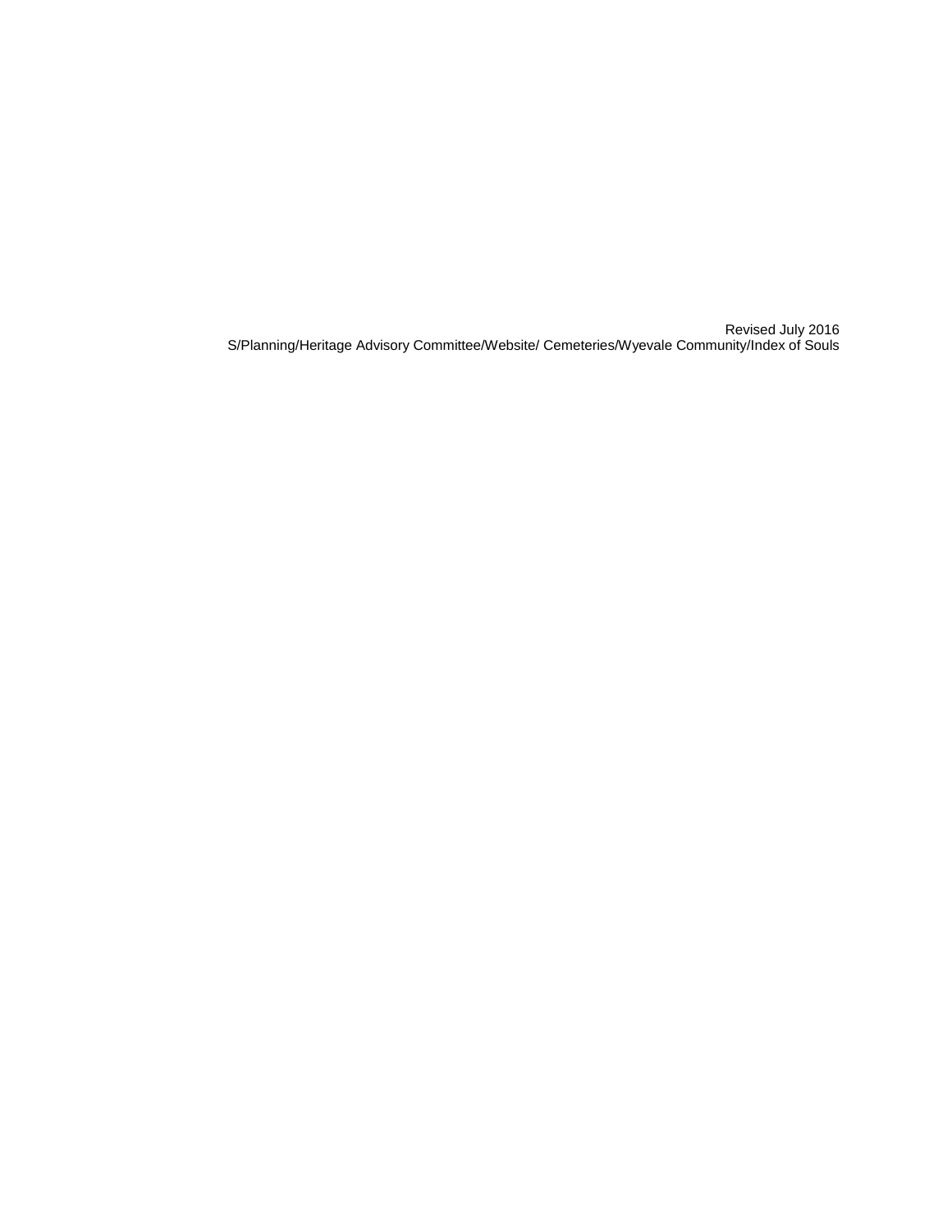Revised July 2016
S/Planning/Heritage Advisory Committee/Website/ Cemeteries/Wyevale Community/Index of Souls